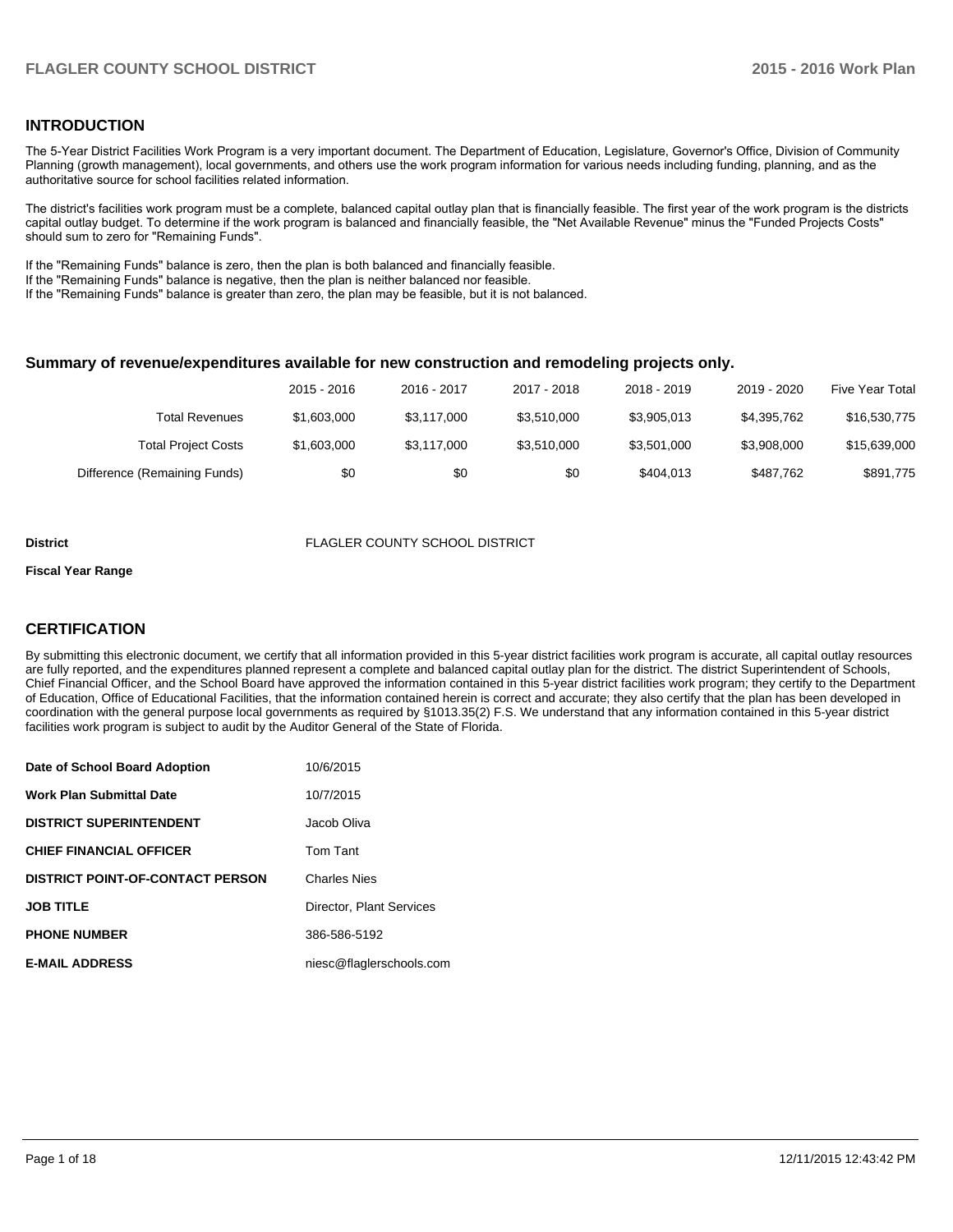## INTRODUCTION

The 5-Year District Facilities Work Program is a very important document. The Department of Education, Legislature, Governor's Office, Division of Community Planning (growth management), local governments, and others use the work program information for various needs including funding, planning, and as the authoritative source for school facilities related information.

The district's facilities work program must be a complete, balanced capital outlay plan that is financially feasible. The first year of the work program is the districts capital outlay budget. To determine if the work program is balanced and financially feasible, the "Net Available Revenue" minus the "Funded Projects Costs" should sum to zero for "Remaining Funds".

If the "Remaining Funds" balance is zero, then the plan is both balanced and financially feasible.
If the "Remaining Funds" balance is negative, then the plan is neither balanced nor feasible.
If the "Remaining Funds" balance is greater than zero, the plan may be feasible, but it is not balanced.

### Summary of revenue/expenditures available for new construction and remodeling projects only.

| | 2015 - 2016 | 2016 - 2017 | 2017 - 2018 | 2018 - 2019 | 2019 - 2020 | Five Year Total |
|---|---|---|---|---|---|---|
| Total Revenues | $1,603,000 | $3,117,000 | $3,510,000 | $3,905,013 | $4,395,762 | $16,530,775 |
| Total Project Costs | $1,603,000 | $3,117,000 | $3,510,000 | $3,501,000 | $3,908,000 | $15,639,000 |
| Difference (Remaining Funds) | $0 | $0 | $0 | $404,013 | $487,762 | $891,775 |

**District** FLAGLER COUNTY SCHOOL DISTRICT

**Fiscal Year Range**

## CERTIFICATION

By submitting this electronic document, we certify that all information provided in this 5-year district facilities work program is accurate, all capital outlay resources are fully reported, and the expenditures planned represent a complete and balanced capital outlay plan for the district. The district Superintendent of Schools, Chief Financial Officer, and the School Board have approved the information contained in this 5-year district facilities work program; they certify to the Department of Education, Office of Educational Facilities, that the information contained herein is correct and accurate; they also certify that the plan has been developed in coordination with the general purpose local governments as required by §1013.35(2) F.S. We understand that any information contained in this 5-year district facilities work program is subject to audit by the Auditor General of the State of Florida.

| | |
|---|---|
| **Date of School Board Adoption** | 10/6/2015 |
| **Work Plan Submittal Date** | 10/7/2015 |
| **DISTRICT SUPERINTENDENT** | Jacob Oliva |
| **CHIEF FINANCIAL OFFICER** | Tom Tant |
| **DISTRICT POINT-OF-CONTACT PERSON** | Charles Nies |
| **JOB TITLE** | Director, Plant Services |
| **PHONE NUMBER** | 386-586-5192 |
| **E-MAIL ADDRESS** | niesc@flaglerschools.com |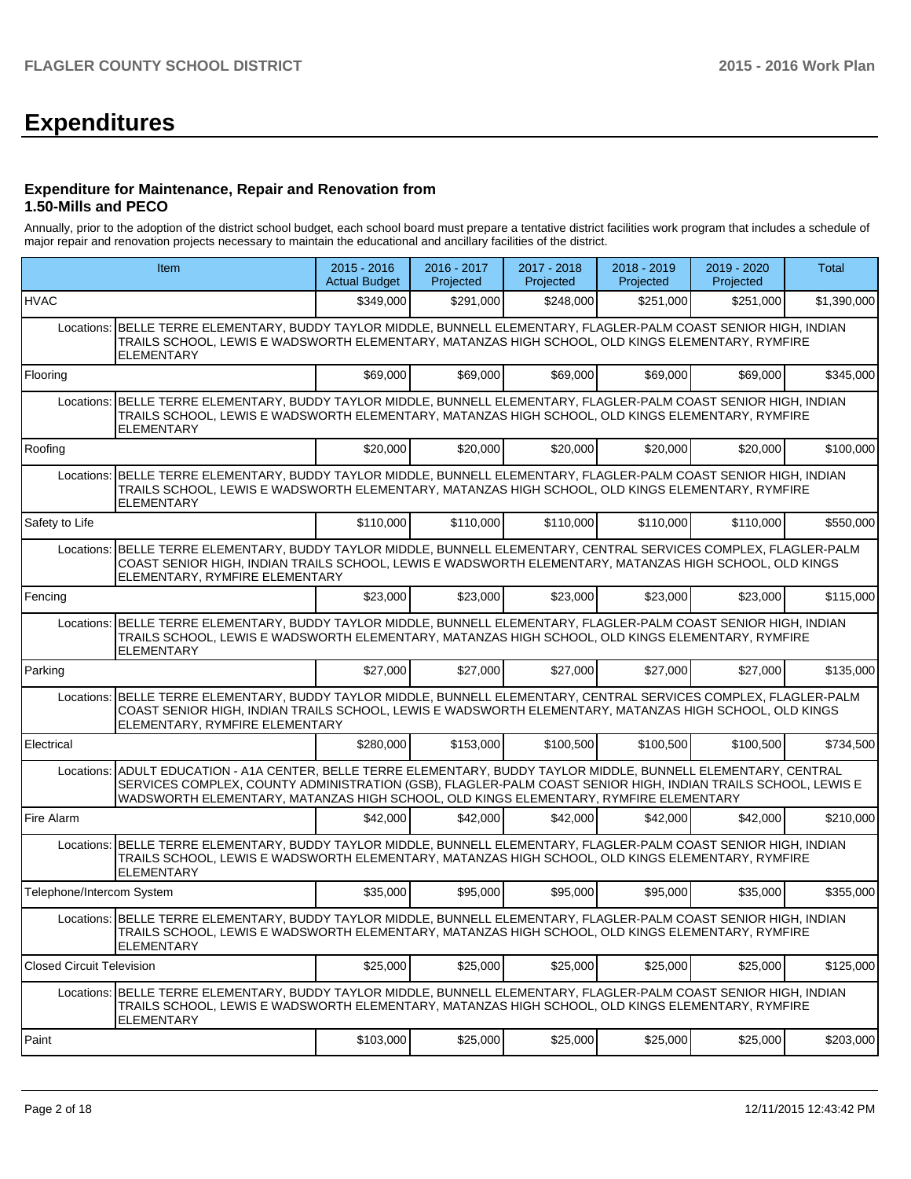# Expenditures

### Expenditure for Maintenance, Repair and Renovation from 1.50-Mills and PECO

Annually, prior to the adoption of the district school budget, each school board must prepare a tentative district facilities work program that includes a schedule of major repair and renovation projects necessary to maintain the educational and ancillary facilities of the district.

| Item | 2015 - 2016 Actual Budget | 2016 - 2017 Projected | 2017 - 2018 Projected | 2018 - 2019 Projected | 2019 - 2020 Projected | Total |
|---|---|---|---|---|---|---|
| HVAC | $349,000 | $291,000 | $248,000 | $251,000 | $251,000 | $1,390,000 |
| Locations: BELLE TERRE ELEMENTARY, BUDDY TAYLOR MIDDLE, BUNNELL ELEMENTARY, FLAGLER-PALM COAST SENIOR HIGH, INDIAN TRAILS SCHOOL, LEWIS E WADSWORTH ELEMENTARY, MATANZAS HIGH SCHOOL, OLD KINGS ELEMENTARY, RYMFIRE ELEMENTARY | | | | | | |
| Flooring | $69,000 | $69,000 | $69,000 | $69,000 | $69,000 | $345,000 |
| Locations: BELLE TERRE ELEMENTARY, BUDDY TAYLOR MIDDLE, BUNNELL ELEMENTARY, FLAGLER-PALM COAST SENIOR HIGH, INDIAN TRAILS SCHOOL, LEWIS E WADSWORTH ELEMENTARY, MATANZAS HIGH SCHOOL, OLD KINGS ELEMENTARY, RYMFIRE ELEMENTARY | | | | | | |
| Roofing | $20,000 | $20,000 | $20,000 | $20,000 | $20,000 | $100,000 |
| Locations: BELLE TERRE ELEMENTARY, BUDDY TAYLOR MIDDLE, BUNNELL ELEMENTARY, FLAGLER-PALM COAST SENIOR HIGH, INDIAN TRAILS SCHOOL, LEWIS E WADSWORTH ELEMENTARY, MATANZAS HIGH SCHOOL, OLD KINGS ELEMENTARY, RYMFIRE ELEMENTARY | | | | | | |
| Safety to Life | $110,000 | $110,000 | $110,000 | $110,000 | $110,000 | $550,000 |
| Locations: BELLE TERRE ELEMENTARY, BUDDY TAYLOR MIDDLE, BUNNELL ELEMENTARY, CENTRAL SERVICES COMPLEX, FLAGLER-PALM COAST SENIOR HIGH, INDIAN TRAILS SCHOOL, LEWIS E WADSWORTH ELEMENTARY, MATANZAS HIGH SCHOOL, OLD KINGS ELEMENTARY, RYMFIRE ELEMENTARY | | | | | | |
| Fencing | $23,000 | $23,000 | $23,000 | $23,000 | $23,000 | $115,000 |
| Locations: BELLE TERRE ELEMENTARY, BUDDY TAYLOR MIDDLE, BUNNELL ELEMENTARY, FLAGLER-PALM COAST SENIOR HIGH, INDIAN TRAILS SCHOOL, LEWIS E WADSWORTH ELEMENTARY, MATANZAS HIGH SCHOOL, OLD KINGS ELEMENTARY, RYMFIRE ELEMENTARY | | | | | | |
| Parking | $27,000 | $27,000 | $27,000 | $27,000 | $27,000 | $135,000 |
| Locations: BELLE TERRE ELEMENTARY, BUDDY TAYLOR MIDDLE, BUNNELL ELEMENTARY, CENTRAL SERVICES COMPLEX, FLAGLER-PALM COAST SENIOR HIGH, INDIAN TRAILS SCHOOL, LEWIS E WADSWORTH ELEMENTARY, MATANZAS HIGH SCHOOL, OLD KINGS ELEMENTARY, RYMFIRE ELEMENTARY | | | | | | |
| Electrical | $280,000 | $153,000 | $100,500 | $100,500 | $100,500 | $734,500 |
| Locations: ADULT EDUCATION - A1A CENTER, BELLE TERRE ELEMENTARY, BUDDY TAYLOR MIDDLE, BUNNELL ELEMENTARY, CENTRAL SERVICES COMPLEX, COUNTY ADMINISTRATION (GSB), FLAGLER-PALM COAST SENIOR HIGH, INDIAN TRAILS SCHOOL, LEWIS E WADSWORTH ELEMENTARY, MATANZAS HIGH SCHOOL, OLD KINGS ELEMENTARY, RYMFIRE ELEMENTARY | | | | | | |
| Fire Alarm | $42,000 | $42,000 | $42,000 | $42,000 | $42,000 | $210,000 |
| Locations: BELLE TERRE ELEMENTARY, BUDDY TAYLOR MIDDLE, BUNNELL ELEMENTARY, FLAGLER-PALM COAST SENIOR HIGH, INDIAN TRAILS SCHOOL, LEWIS E WADSWORTH ELEMENTARY, MATANZAS HIGH SCHOOL, OLD KINGS ELEMENTARY, RYMFIRE ELEMENTARY | | | | | | |
| Telephone/Intercom System | $35,000 | $95,000 | $95,000 | $95,000 | $35,000 | $355,000 |
| Locations: BELLE TERRE ELEMENTARY, BUDDY TAYLOR MIDDLE, BUNNELL ELEMENTARY, FLAGLER-PALM COAST SENIOR HIGH, INDIAN TRAILS SCHOOL, LEWIS E WADSWORTH ELEMENTARY, MATANZAS HIGH SCHOOL, OLD KINGS ELEMENTARY, RYMFIRE ELEMENTARY | | | | | | |
| Closed Circuit Television | $25,000 | $25,000 | $25,000 | $25,000 | $25,000 | $125,000 |
| Locations: BELLE TERRE ELEMENTARY, BUDDY TAYLOR MIDDLE, BUNNELL ELEMENTARY, FLAGLER-PALM COAST SENIOR HIGH, INDIAN TRAILS SCHOOL, LEWIS E WADSWORTH ELEMENTARY, MATANZAS HIGH SCHOOL, OLD KINGS ELEMENTARY, RYMFIRE ELEMENTARY | | | | | | |
| Paint | $103,000 | $25,000 | $25,000 | $25,000 | $25,000 | $203,000 |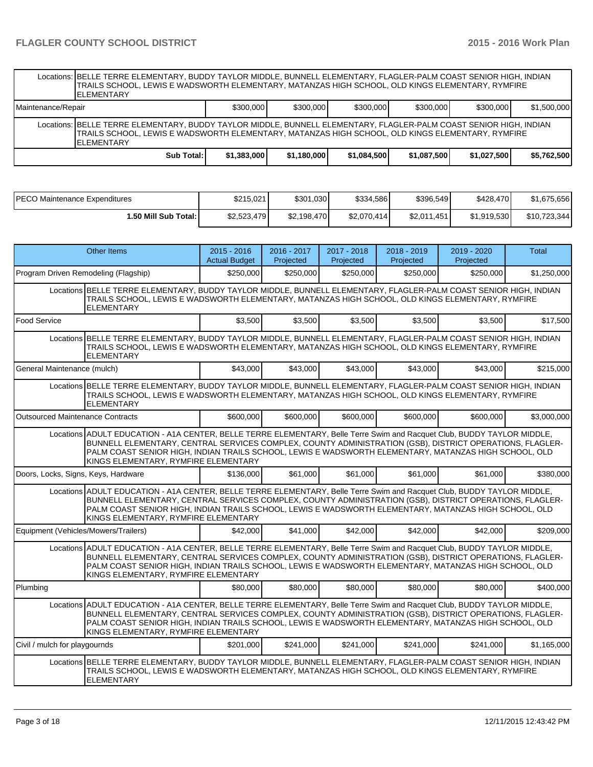| | | | | | | |
|---|---|---|---|---|---|---|
| Locations: | BELLE TERRE ELEMENTARY, BUDDY TAYLOR MIDDLE, BUNNELL ELEMENTARY, FLAGLER-PALM COAST SENIOR HIGH, INDIAN TRAILS SCHOOL, LEWIS E WADSWORTH ELEMENTARY, MATANZAS HIGH SCHOOL, OLD KINGS ELEMENTARY, RYMFIRE ELEMENTARY | | | | | |
| Maintenance/Repair | $300,000 | $300,000 | $300,000 | $300,000 | $300,000 | $1,500,000 |
| Locations: | BELLE TERRE ELEMENTARY, BUDDY TAYLOR MIDDLE, BUNNELL ELEMENTARY, FLAGLER-PALM COAST SENIOR HIGH, INDIAN TRAILS SCHOOL, LEWIS E WADSWORTH ELEMENTARY, MATANZAS HIGH SCHOOL, OLD KINGS ELEMENTARY, RYMFIRE ELEMENTARY | | | | | |
| **Sub Total:** | **$1,383,000** | **$1,180,000** | **$1,084,500** | **$1,087,500** | **$1,027,500** | **$5,762,500** |

| | | | | | | |
|---|---|---|---|---|---|---|
| PECO Maintenance Expenditures | $215,021 | $301,030 | $334,586 | $396,549 | $428,470 | $1,675,656 |
| **1.50 Mill Sub Total:** | $2,523,479 | $2,198,470 | $2,070,414 | $2,011,451 | $1,919,530 | $10,723,344 |

| Other Items | 2015 - 2016 Actual Budget | 2016 - 2017 Projected | 2017 - 2018 Projected | 2018 - 2019 Projected | 2019 - 2020 Projected | Total |
|---|---|---|---|---|---|---|
| Program Driven Remodeling (Flagship) | $250,000 | $250,000 | $250,000 | $250,000 | $250,000 | $1,250,000 |
| Locations | BELLE TERRE ELEMENTARY, BUDDY TAYLOR MIDDLE, BUNNELL ELEMENTARY, FLAGLER-PALM COAST SENIOR HIGH, INDIAN TRAILS SCHOOL, LEWIS E WADSWORTH ELEMENTARY, MATANZAS HIGH SCHOOL, OLD KINGS ELEMENTARY, RYMFIRE ELEMENTARY | | | | | |
| Food Service | $3,500 | $3,500 | $3,500 | $3,500 | $3,500 | $17,500 |
| Locations | BELLE TERRE ELEMENTARY, BUDDY TAYLOR MIDDLE, BUNNELL ELEMENTARY, FLAGLER-PALM COAST SENIOR HIGH, INDIAN TRAILS SCHOOL, LEWIS E WADSWORTH ELEMENTARY, MATANZAS HIGH SCHOOL, OLD KINGS ELEMENTARY, RYMFIRE ELEMENTARY | | | | | |
| General Maintenance (mulch) | $43,000 | $43,000 | $43,000 | $43,000 | $43,000 | $215,000 |
| Locations | BELLE TERRE ELEMENTARY, BUDDY TAYLOR MIDDLE, BUNNELL ELEMENTARY, FLAGLER-PALM COAST SENIOR HIGH, INDIAN TRAILS SCHOOL, LEWIS E WADSWORTH ELEMENTARY, MATANZAS HIGH SCHOOL, OLD KINGS ELEMENTARY, RYMFIRE ELEMENTARY | | | | | |
| Outsourced Maintenance Contracts | $600,000 | $600,000 | $600,000 | $600,000 | $600,000 | $3,000,000 |
| Locations | ADULT EDUCATION - A1A CENTER, BELLE TERRE ELEMENTARY, Belle Terre Swim and Racquet Club, BUDDY TAYLOR MIDDLE, BUNNELL ELEMENTARY, CENTRAL SERVICES COMPLEX, COUNTY ADMINISTRATION (GSB), DISTRICT OPERATIONS, FLAGLER-PALM COAST SENIOR HIGH, INDIAN TRAILS SCHOOL, LEWIS E WADSWORTH ELEMENTARY, MATANZAS HIGH SCHOOL, OLD KINGS ELEMENTARY, RYMFIRE ELEMENTARY | | | | | |
| Doors, Locks, Signs, Keys, Hardware | $136,000 | $61,000 | $61,000 | $61,000 | $61,000 | $380,000 |
| Locations | ADULT EDUCATION - A1A CENTER, BELLE TERRE ELEMENTARY, Belle Terre Swim and Racquet Club, BUDDY TAYLOR MIDDLE, BUNNELL ELEMENTARY, CENTRAL SERVICES COMPLEX, COUNTY ADMINISTRATION (GSB), DISTRICT OPERATIONS, FLAGLER-PALM COAST SENIOR HIGH, INDIAN TRAILS SCHOOL, LEWIS E WADSWORTH ELEMENTARY, MATANZAS HIGH SCHOOL, OLD KINGS ELEMENTARY, RYMFIRE ELEMENTARY | | | | | |
| Equipment (Vehicles/Mowers/Trailers) | $42,000 | $41,000 | $42,000 | $42,000 | $42,000 | $209,000 |
| Locations | ADULT EDUCATION - A1A CENTER, BELLE TERRE ELEMENTARY, Belle Terre Swim and Racquet Club, BUDDY TAYLOR MIDDLE, BUNNELL ELEMENTARY, CENTRAL SERVICES COMPLEX, COUNTY ADMINISTRATION (GSB), DISTRICT OPERATIONS, FLAGLER-PALM COAST SENIOR HIGH, INDIAN TRAILS SCHOOL, LEWIS E WADSWORTH ELEMENTARY, MATANZAS HIGH SCHOOL, OLD KINGS ELEMENTARY, RYMFIRE ELEMENTARY | | | | | |
| Plumbing | $80,000 | $80,000 | $80,000 | $80,000 | $80,000 | $400,000 |
| Locations | ADULT EDUCATION - A1A CENTER, BELLE TERRE ELEMENTARY, Belle Terre Swim and Racquet Club, BUDDY TAYLOR MIDDLE, BUNNELL ELEMENTARY, CENTRAL SERVICES COMPLEX, COUNTY ADMINISTRATION (GSB), DISTRICT OPERATIONS, FLAGLER-PALM COAST SENIOR HIGH, INDIAN TRAILS SCHOOL, LEWIS E WADSWORTH ELEMENTARY, MATANZAS HIGH SCHOOL, OLD KINGS ELEMENTARY, RYMFIRE ELEMENTARY | | | | | |
| Civil / mulch for playgournds | $201,000 | $241,000 | $241,000 | $241,000 | $241,000 | $1,165,000 |
| Locations | BELLE TERRE ELEMENTARY, BUDDY TAYLOR MIDDLE, BUNNELL ELEMENTARY, FLAGLER-PALM COAST SENIOR HIGH, INDIAN TRAILS SCHOOL, LEWIS E WADSWORTH ELEMENTARY, MATANZAS HIGH SCHOOL, OLD KINGS ELEMENTARY, RYMFIRE ELEMENTARY | | | | | |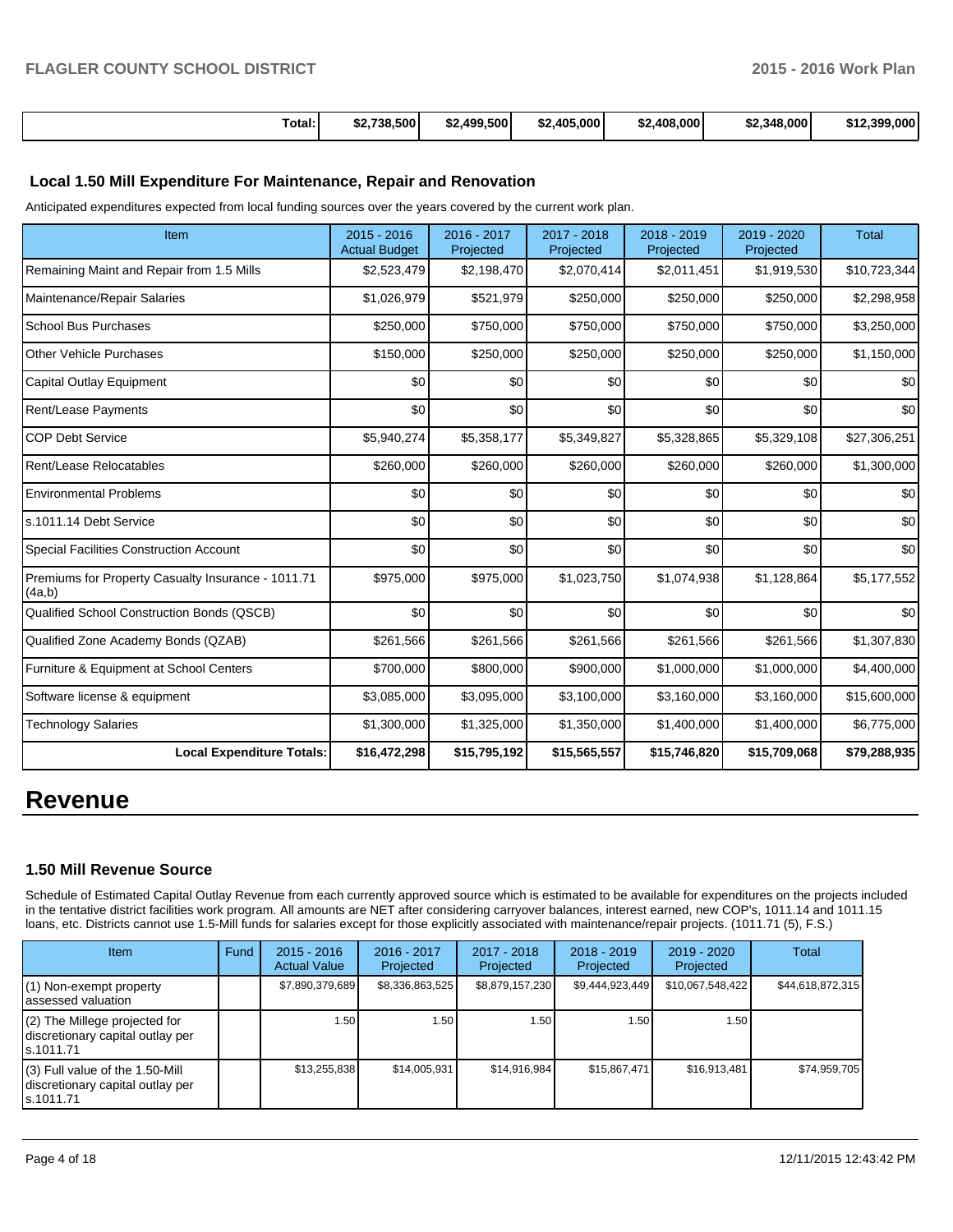| Total: | $2,738,500 | $2,499,500 | $2,405,000 | $2,408,000 | $2,348,000 | $12,399,000 |
|---|---|---|---|---|---|---|

### Local 1.50 Mill Expenditure For Maintenance, Repair and Renovation

Anticipated expenditures expected from local funding sources over the years covered by the current work plan.

| Item | 2015 - 2016 Actual Budget | 2016 - 2017 Projected | 2017 - 2018 Projected | 2018 - 2019 Projected | 2019 - 2020 Projected | Total |
|---|---|---|---|---|---|---|
| Remaining Maint and Repair from 1.5 Mills | $2,523,479 | $2,198,470 | $2,070,414 | $2,011,451 | $1,919,530 | $10,723,344 |
| Maintenance/Repair Salaries | $1,026,979 | $521,979 | $250,000 | $250,000 | $250,000 | $2,298,958 |
| School Bus Purchases | $250,000 | $750,000 | $750,000 | $750,000 | $750,000 | $3,250,000 |
| Other Vehicle Purchases | $150,000 | $250,000 | $250,000 | $250,000 | $250,000 | $1,150,000 |
| Capital Outlay Equipment | $0 | $0 | $0 | $0 | $0 | $0 |
| Rent/Lease Payments | $0 | $0 | $0 | $0 | $0 | $0 |
| COP Debt Service | $5,940,274 | $5,358,177 | $5,349,827 | $5,328,865 | $5,329,108 | $27,306,251 |
| Rent/Lease Relocatables | $260,000 | $260,000 | $260,000 | $260,000 | $260,000 | $1,300,000 |
| Environmental Problems | $0 | $0 | $0 | $0 | $0 | $0 |
| s.1011.14 Debt Service | $0 | $0 | $0 | $0 | $0 | $0 |
| Special Facilities Construction Account | $0 | $0 | $0 | $0 | $0 | $0 |
| Premiums for Property Casualty Insurance - 1011.71 (4a,b) | $975,000 | $975,000 | $1,023,750 | $1,074,938 | $1,128,864 | $5,177,552 |
| Qualified School Construction Bonds (QSCB) | $0 | $0 | $0 | $0 | $0 | $0 |
| Qualified Zone Academy Bonds (QZAB) | $261,566 | $261,566 | $261,566 | $261,566 | $261,566 | $1,307,830 |
| Furniture & Equipment at School Centers | $700,000 | $800,000 | $900,000 | $1,000,000 | $1,000,000 | $4,400,000 |
| Software license & equipment | $3,085,000 | $3,095,000 | $3,100,000 | $3,160,000 | $3,160,000 | $15,600,000 |
| Technology Salaries | $1,300,000 | $1,325,000 | $1,350,000 | $1,400,000 | $1,400,000 | $6,775,000 |
| **Local Expenditure Totals:** | **$16,472,298** | **$15,795,192** | **$15,565,557** | **$15,746,820** | **$15,709,068** | **$79,288,935** |

# Revenue

### 1.50 Mill Revenue Source

Schedule of Estimated Capital Outlay Revenue from each currently approved source which is estimated to be available for expenditures on the projects included in the tentative district facilities work program. All amounts are NET after considering carryover balances, interest earned, new COP's, 1011.14 and 1011.15 loans, etc. Districts cannot use 1.5-Mill funds for salaries except for those explicitly associated with maintenance/repair projects. (1011.71 (5), F.S.)

| Item | Fund | 2015 - 2016 Actual Value | 2016 - 2017 Projected | 2017 - 2018 Projected | 2018 - 2019 Projected | 2019 - 2020 Projected | Total |
|---|---|---|---|---|---|---|---|
| (1) Non-exempt property assessed valuation | | $7,890,379,689 | $8,336,863,525 | $8,879,157,230 | $9,444,923,449 | $10,067,548,422 | $44,618,872,315 |
| (2) The Millege projected for discretionary capital outlay per s.1011.71 | | 1.50 | 1.50 | 1.50 | 1.50 | 1.50 | |
| (3) Full value of the 1.50-Mill discretionary capital outlay per s.1011.71 | | $13,255,838 | $14,005,931 | $14,916,984 | $15,867,471 | $16,913,481 | $74,959,705 |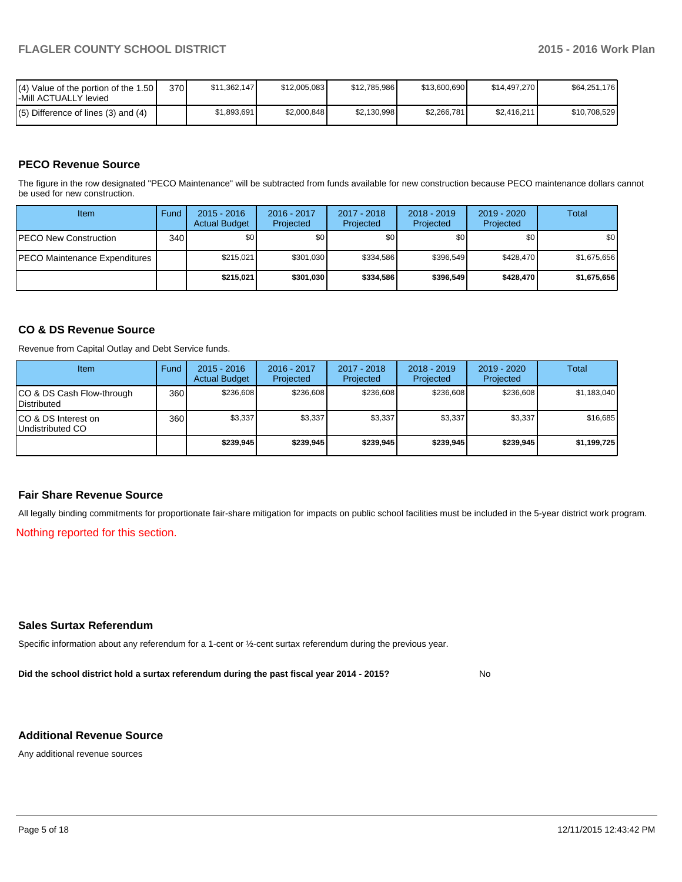| | | | | | | | |
|---|---|---|---|---|---|---|---|
| (4) Value of the portion of the 1.50 -Mill ACTUALLY levied | 370 | $11,362,147 | $12,005,083 | $12,785,986 | $13,600,690 | $14,497,270 | $64,251,176 |
| (5) Difference of lines (3) and (4) | | $1,893,691 | $2,000,848 | $2,130,998 | $2,266,781 | $2,416,211 | $10,708,529 |

## PECO Revenue Source

The figure in the row designated "PECO Maintenance" will be subtracted from funds available for new construction because PECO maintenance dollars cannot be used for new construction.

| Item | Fund | 2015 - 2016 Actual Budget | 2016 - 2017 Projected | 2017 - 2018 Projected | 2018 - 2019 Projected | 2019 - 2020 Projected | Total |
|---|---|---|---|---|---|---|---|
| PECO New Construction | 340 | $0 | $0 | $0 | $0 | $0 | $0 |
| PECO Maintenance Expenditures | | $215,021 | $301,030 | $334,586 | $396,549 | $428,470 | $1,675,656 |
| | | **$215,021** | **$301,030** | **$334,586** | **$396,549** | **$428,470** | **$1,675,656** |

## CO & DS Revenue Source

Revenue from Capital Outlay and Debt Service funds.

| Item | Fund | 2015 - 2016 Actual Budget | 2016 - 2017 Projected | 2017 - 2018 Projected | 2018 - 2019 Projected | 2019 - 2020 Projected | Total |
|---|---|---|---|---|---|---|---|
| CO & DS Cash Flow-through Distributed | 360 | $236,608 | $236,608 | $236,608 | $236,608 | $236,608 | $1,183,040 |
| CO & DS Interest on Undistributed CO | 360 | $3,337 | $3,337 | $3,337 | $3,337 | $3,337 | $16,685 |
| | | **$239,945** | **$239,945** | **$239,945** | **$239,945** | **$239,945** | **$1,199,725** |

## Fair Share Revenue Source

All legally binding commitments for proportionate fair-share mitigation for impacts on public school facilities must be included in the 5-year district work program.

Nothing reported for this section.

## Sales Surtax Referendum

Specific information about any referendum for a 1-cent or ½-cent surtax referendum during the previous year.

**Did the school district hold a surtax referendum during the past fiscal year 2014 - 2015?** No

## Additional Revenue Source

Any additional revenue sources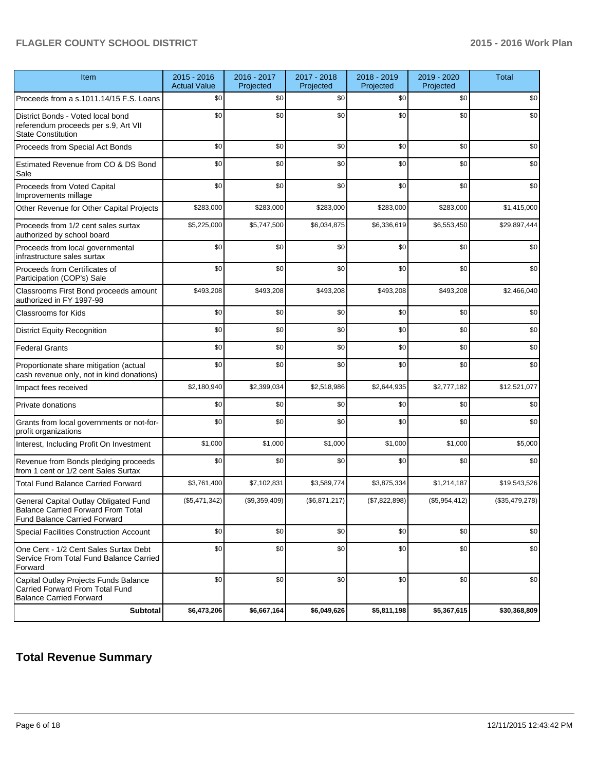| Item | 2015 - 2016 Actual Value | 2016 - 2017 Projected | 2017 - 2018 Projected | 2018 - 2019 Projected | 2019 - 2020 Projected | Total |
|---|---|---|---|---|---|---|
| Proceeds from a s.1011.14/15 F.S. Loans | $0 | $0 | $0 | $0 | $0 | $0 |
| District Bonds - Voted local bond referendum proceeds per s.9, Art VII State Constitution | $0 | $0 | $0 | $0 | $0 | $0 |
| Proceeds from Special Act Bonds | $0 | $0 | $0 | $0 | $0 | $0 |
| Estimated Revenue from CO & DS Bond Sale | $0 | $0 | $0 | $0 | $0 | $0 |
| Proceeds from Voted Capital Improvements millage | $0 | $0 | $0 | $0 | $0 | $0 |
| Other Revenue for Other Capital Projects | $283,000 | $283,000 | $283,000 | $283,000 | $283,000 | $1,415,000 |
| Proceeds from 1/2 cent sales surtax authorized by school board | $5,225,000 | $5,747,500 | $6,034,875 | $6,336,619 | $6,553,450 | $29,897,444 |
| Proceeds from local governmental infrastructure sales surtax | $0 | $0 | $0 | $0 | $0 | $0 |
| Proceeds from Certificates of Participation (COP's) Sale | $0 | $0 | $0 | $0 | $0 | $0 |
| Classrooms First Bond proceeds amount authorized in FY 1997-98 | $493,208 | $493,208 | $493,208 | $493,208 | $493,208 | $2,466,040 |
| Classrooms for Kids | $0 | $0 | $0 | $0 | $0 | $0 |
| District Equity Recognition | $0 | $0 | $0 | $0 | $0 | $0 |
| Federal Grants | $0 | $0 | $0 | $0 | $0 | $0 |
| Proportionate share mitigation (actual cash revenue only, not in kind donations) | $0 | $0 | $0 | $0 | $0 | $0 |
| Impact fees received | $2,180,940 | $2,399,034 | $2,518,986 | $2,644,935 | $2,777,182 | $12,521,077 |
| Private donations | $0 | $0 | $0 | $0 | $0 | $0 |
| Grants from local governments or not-for-profit organizations | $0 | $0 | $0 | $0 | $0 | $0 |
| Interest, Including Profit On Investment | $1,000 | $1,000 | $1,000 | $1,000 | $1,000 | $5,000 |
| Revenue from Bonds pledging proceeds from 1 cent or 1/2 cent Sales Surtax | $0 | $0 | $0 | $0 | $0 | $0 |
| Total Fund Balance Carried Forward | $3,761,400 | $7,102,831 | $3,589,774 | $3,875,334 | $1,214,187 | $19,543,526 |
| General Capital Outlay Obligated Fund Balance Carried Forward From Total Fund Balance Carried Forward | ($5,471,342) | ($9,359,409) | ($6,871,217) | ($7,822,898) | ($5,954,412) | ($35,479,278) |
| Special Facilities Construction Account | $0 | $0 | $0 | $0 | $0 | $0 |
| One Cent - 1/2 Cent Sales Surtax Debt Service From Total Fund Balance Carried Forward | $0 | $0 | $0 | $0 | $0 | $0 |
| Capital Outlay Projects Funds Balance Carried Forward From Total Fund Balance Carried Forward | $0 | $0 | $0 | $0 | $0 | $0 |
| **Subtotal** | **$6,473,206** | **$6,667,164** | **$6,049,626** | **$5,811,198** | **$5,367,615** | **$30,368,809** |

## Total Revenue Summary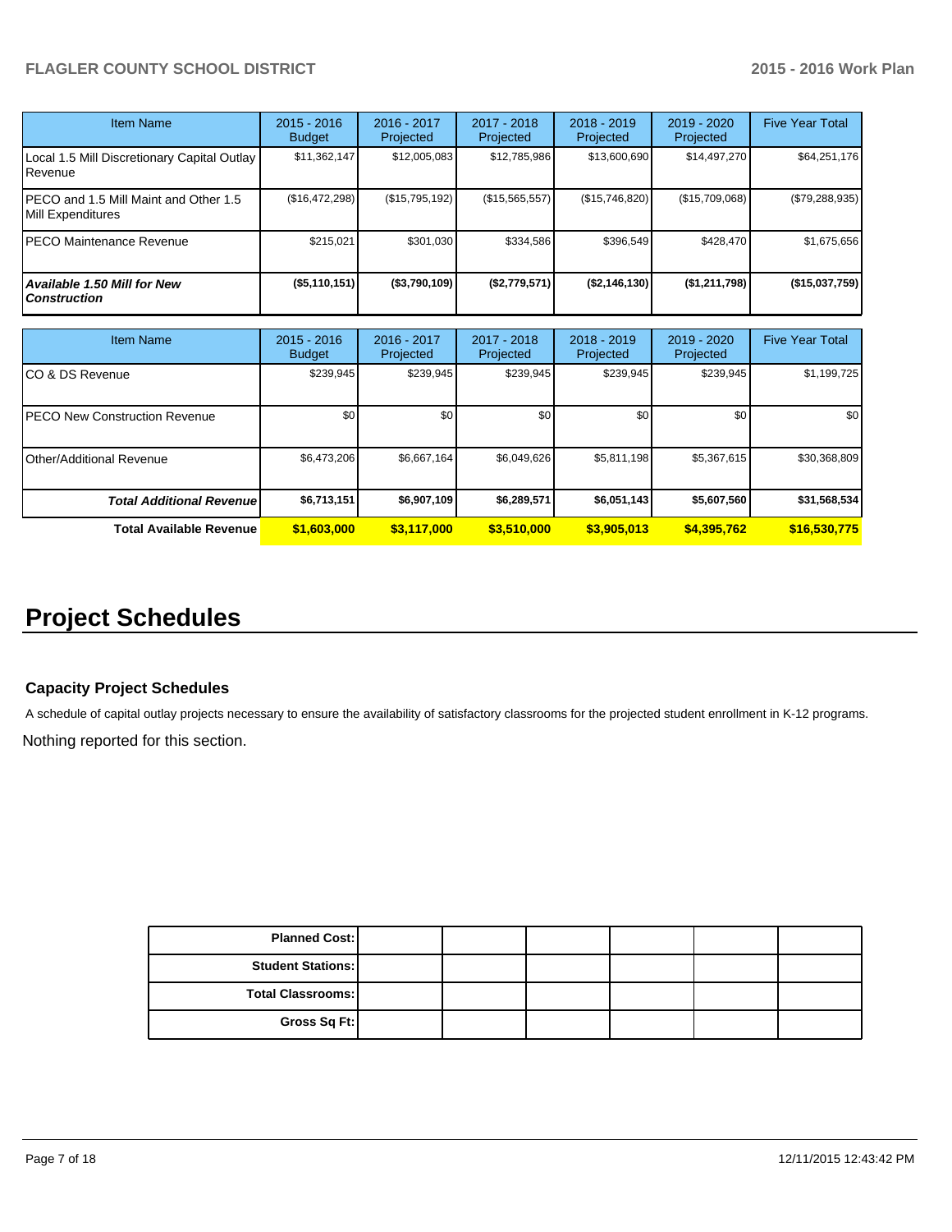| Item Name | 2015 - 2016 Budget | 2016 - 2017 Projected | 2017 - 2018 Projected | 2018 - 2019 Projected | 2019 - 2020 Projected | Five Year Total |
|---|---|---|---|---|---|---|
| Local 1.5 Mill Discretionary Capital Outlay Revenue | $11,362,147 | $12,005,083 | $12,785,986 | $13,600,690 | $14,497,270 | $64,251,176 |
| PECO and 1.5 Mill Maint and Other 1.5 Mill Expenditures | ($16,472,298) | ($15,795,192) | ($15,565,557) | ($15,746,820) | ($15,709,068) | ($79,288,935) |
| PECO Maintenance Revenue | $215,021 | $301,030 | $334,586 | $396,549 | $428,470 | $1,675,656 |
| ***Available 1.50 Mill for New Construction*** | **($5,110,151)** | **($3,790,109)** | **($2,779,571)** | **($2,146,130)** | **($1,211,798)** | **($15,037,759)** |

| Item Name | 2015 - 2016 Budget | 2016 - 2017 Projected | 2017 - 2018 Projected | 2018 - 2019 Projected | 2019 - 2020 Projected | Five Year Total |
|---|---|---|---|---|---|---|
| CO & DS Revenue | $239,945 | $239,945 | $239,945 | $239,945 | $239,945 | $1,199,725 |
| PECO New Construction Revenue | $0 | $0 | $0 | $0 | $0 | $0 |
| Other/Additional Revenue | $6,473,206 | $6,667,164 | $6,049,626 | $5,811,198 | $5,367,615 | $30,368,809 |
| ***Total Additional Revenue*** | **$6,713,151** | **$6,907,109** | **$6,289,571** | **$6,051,143** | **$5,607,560** | **$31,568,534** |
| **Total Available Revenue** | **$1,603,000** | **$3,117,000** | **$3,510,000** | **$3,905,013** | **$4,395,762** | **$16,530,775** |

# Project Schedules

### Capacity Project Schedules

A schedule of capital outlay projects necessary to ensure the availability of satisfactory classrooms for the projected student enrollment in K-12 programs.

Nothing reported for this section.

| | | | | | | |
|---|---|---|---|---|---|---|
| **Planned Cost:** | | | | | | |
| **Student Stations:** | | | | | | |
| **Total Classrooms:** | | | | | | |
| **Gross Sq Ft:** | | | | | | |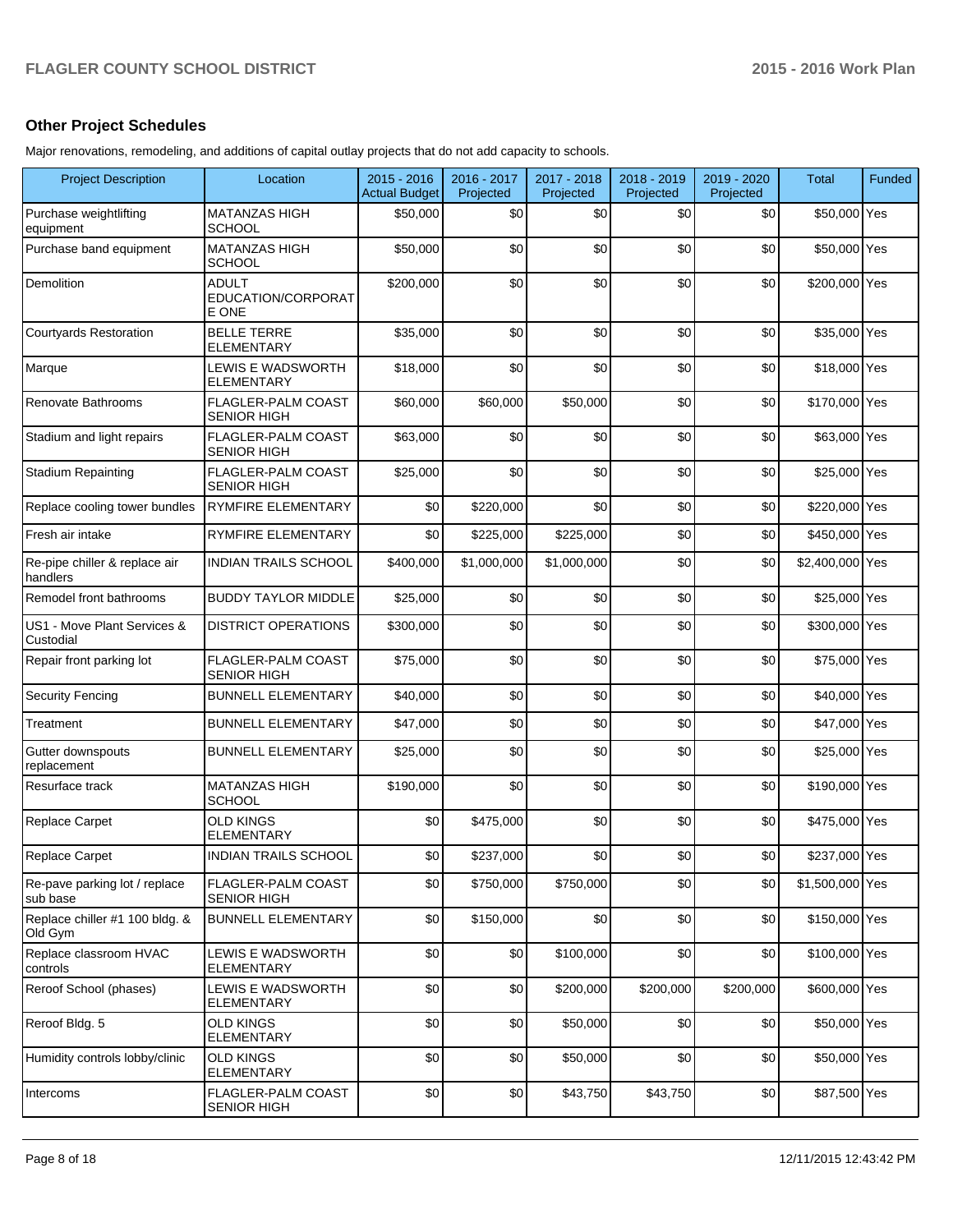## Other Project Schedules

Major renovations, remodeling, and additions of capital outlay projects that do not add capacity to schools.

| Project Description | Location | 2015 - 2016 Actual Budget | 2016 - 2017 Projected | 2017 - 2018 Projected | 2018 - 2019 Projected | 2019 - 2020 Projected | Total | Funded |
|---|---|---|---|---|---|---|---|---|
| Purchase weightlifting equipment | MATANZAS HIGH SCHOOL | $50,000 | $0 | $0 | $0 | $0 | $50,000 | Yes |
| Purchase band equipment | MATANZAS HIGH SCHOOL | $50,000 | $0 | $0 | $0 | $0 | $50,000 | Yes |
| Demolition | ADULT EDUCATION/CORPORATE ONE | $200,000 | $0 | $0 | $0 | $0 | $200,000 | Yes |
| Courtyards Restoration | BELLE TERRE ELEMENTARY | $35,000 | $0 | $0 | $0 | $0 | $35,000 | Yes |
| Marque | LEWIS E WADSWORTH ELEMENTARY | $18,000 | $0 | $0 | $0 | $0 | $18,000 | Yes |
| Renovate Bathrooms | FLAGLER-PALM COAST SENIOR HIGH | $60,000 | $60,000 | $50,000 | $0 | $0 | $170,000 | Yes |
| Stadium and light repairs | FLAGLER-PALM COAST SENIOR HIGH | $63,000 | $0 | $0 | $0 | $0 | $63,000 | Yes |
| Stadium Repainting | FLAGLER-PALM COAST SENIOR HIGH | $25,000 | $0 | $0 | $0 | $0 | $25,000 | Yes |
| Replace cooling tower bundles | RYMFIRE ELEMENTARY | $0 | $220,000 | $0 | $0 | $0 | $220,000 | Yes |
| Fresh air intake | RYMFIRE ELEMENTARY | $0 | $225,000 | $225,000 | $0 | $0 | $450,000 | Yes |
| Re-pipe chiller & replace air handlers | INDIAN TRAILS SCHOOL | $400,000 | $1,000,000 | $1,000,000 | $0 | $0 | $2,400,000 | Yes |
| Remodel front bathrooms | BUDDY TAYLOR MIDDLE | $25,000 | $0 | $0 | $0 | $0 | $25,000 | Yes |
| US1 - Move Plant Services & Custodial | DISTRICT OPERATIONS | $300,000 | $0 | $0 | $0 | $0 | $300,000 | Yes |
| Repair front parking lot | FLAGLER-PALM COAST SENIOR HIGH | $75,000 | $0 | $0 | $0 | $0 | $75,000 | Yes |
| Security Fencing | BUNNELL ELEMENTARY | $40,000 | $0 | $0 | $0 | $0 | $40,000 | Yes |
| Treatment | BUNNELL ELEMENTARY | $47,000 | $0 | $0 | $0 | $0 | $47,000 | Yes |
| Gutter downspouts replacement | BUNNELL ELEMENTARY | $25,000 | $0 | $0 | $0 | $0 | $25,000 | Yes |
| Resurface track | MATANZAS HIGH SCHOOL | $190,000 | $0 | $0 | $0 | $0 | $190,000 | Yes |
| Replace Carpet | OLD KINGS ELEMENTARY | $0 | $475,000 | $0 | $0 | $0 | $475,000 | Yes |
| Replace Carpet | INDIAN TRAILS SCHOOL | $0 | $237,000 | $0 | $0 | $0 | $237,000 | Yes |
| Re-pave parking lot / replace sub base | FLAGLER-PALM COAST SENIOR HIGH | $0 | $750,000 | $750,000 | $0 | $0 | $1,500,000 | Yes |
| Replace chiller #1 100 bldg. & Old Gym | BUNNELL ELEMENTARY | $0 | $150,000 | $0 | $0 | $0 | $150,000 | Yes |
| Replace classroom HVAC controls | LEWIS E WADSWORTH ELEMENTARY | $0 | $0 | $100,000 | $0 | $0 | $100,000 | Yes |
| Reroof School (phases) | LEWIS E WADSWORTH ELEMENTARY | $0 | $0 | $200,000 | $200,000 | $200,000 | $600,000 | Yes |
| Reroof Bldg. 5 | OLD KINGS ELEMENTARY | $0 | $0 | $50,000 | $0 | $0 | $50,000 | Yes |
| Humidity controls lobby/clinic | OLD KINGS ELEMENTARY | $0 | $0 | $50,000 | $0 | $0 | $50,000 | Yes |
| Intercoms | FLAGLER-PALM COAST SENIOR HIGH | $0 | $0 | $43,750 | $43,750 | $0 | $87,500 | Yes |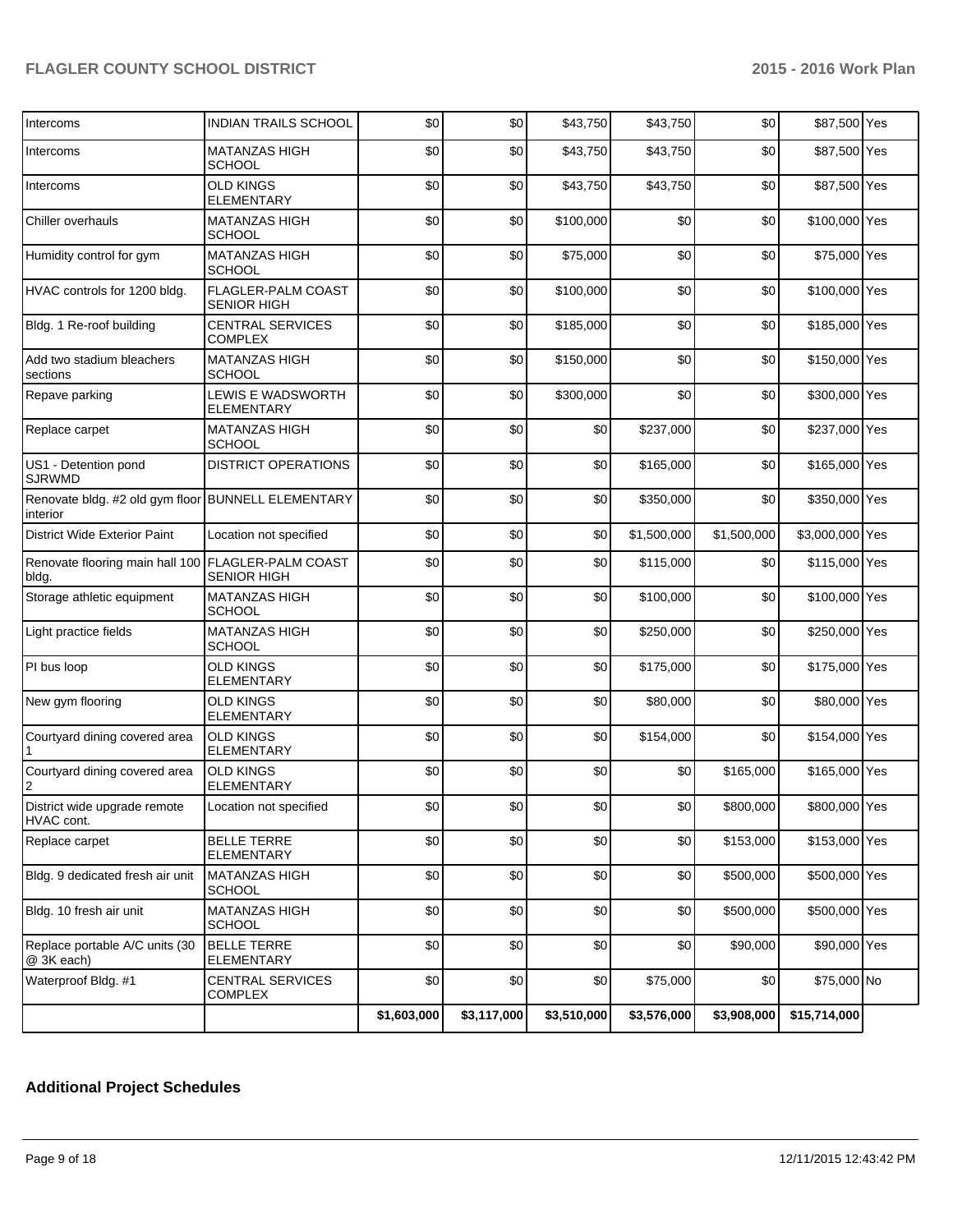| | | | | | | | | |
|---|---|---|---|---|---|---|---|---|
| Intercoms | INDIAN TRAILS SCHOOL | $0 | $0 | $43,750 | $43,750 | $0 | $87,500 | Yes |
| Intercoms | MATANZAS HIGH SCHOOL | $0 | $0 | $43,750 | $43,750 | $0 | $87,500 | Yes |
| Intercoms | OLD KINGS ELEMENTARY | $0 | $0 | $43,750 | $43,750 | $0 | $87,500 | Yes |
| Chiller overhauls | MATANZAS HIGH SCHOOL | $0 | $0 | $100,000 | $0 | $0 | $100,000 | Yes |
| Humidity control for gym | MATANZAS HIGH SCHOOL | $0 | $0 | $75,000 | $0 | $0 | $75,000 | Yes |
| HVAC controls for 1200 bldg. | FLAGLER-PALM COAST SENIOR HIGH | $0 | $0 | $100,000 | $0 | $0 | $100,000 | Yes |
| Bldg. 1 Re-roof building | CENTRAL SERVICES COMPLEX | $0 | $0 | $185,000 | $0 | $0 | $185,000 | Yes |
| Add two stadium bleachers sections | MATANZAS HIGH SCHOOL | $0 | $0 | $150,000 | $0 | $0 | $150,000 | Yes |
| Repave parking | LEWIS E WADSWORTH ELEMENTARY | $0 | $0 | $300,000 | $0 | $0 | $300,000 | Yes |
| Replace carpet | MATANZAS HIGH SCHOOL | $0 | $0 | $0 | $237,000 | $0 | $237,000 | Yes |
| US1 - Detention pond SJRWMD | DISTRICT OPERATIONS | $0 | $0 | $0 | $165,000 | $0 | $165,000 | Yes |
| Renovate bldg. #2 old gym floor interior | BUNNELL ELEMENTARY | $0 | $0 | $0 | $350,000 | $0 | $350,000 | Yes |
| District Wide Exterior Paint | Location not specified | $0 | $0 | $0 | $1,500,000 | $1,500,000 | $3,000,000 | Yes |
| Renovate flooring main hall 100 bldg. | FLAGLER-PALM COAST SENIOR HIGH | $0 | $0 | $0 | $115,000 | $0 | $115,000 | Yes |
| Storage athletic equipment | MATANZAS HIGH SCHOOL | $0 | $0 | $0 | $100,000 | $0 | $100,000 | Yes |
| Light practice fields | MATANZAS HIGH SCHOOL | $0 | $0 | $0 | $250,000 | $0 | $250,000 | Yes |
| PI bus loop | OLD KINGS ELEMENTARY | $0 | $0 | $0 | $175,000 | $0 | $175,000 | Yes |
| New gym flooring | OLD KINGS ELEMENTARY | $0 | $0 | $0 | $80,000 | $0 | $80,000 | Yes |
| Courtyard dining covered area 1 | OLD KINGS ELEMENTARY | $0 | $0 | $0 | $154,000 | $0 | $154,000 | Yes |
| Courtyard dining covered area 2 | OLD KINGS ELEMENTARY | $0 | $0 | $0 | $0 | $165,000 | $165,000 | Yes |
| District wide upgrade remote HVAC cont. | Location not specified | $0 | $0 | $0 | $0 | $800,000 | $800,000 | Yes |
| Replace carpet | BELLE TERRE ELEMENTARY | $0 | $0 | $0 | $0 | $153,000 | $153,000 | Yes |
| Bldg. 9 dedicated fresh air unit | MATANZAS HIGH SCHOOL | $0 | $0 | $0 | $0 | $500,000 | $500,000 | Yes |
| Bldg. 10 fresh air unit | MATANZAS HIGH SCHOOL | $0 | $0 | $0 | $0 | $500,000 | $500,000 | Yes |
| Replace portable A/C units (30 @ 3K each) | BELLE TERRE ELEMENTARY | $0 | $0 | $0 | $0 | $90,000 | $90,000 | Yes |
| Waterproof Bldg. #1 | CENTRAL SERVICES COMPLEX | $0 | $0 | $0 | $75,000 | $0 | $75,000 | No |
| | | $1,603,000 | $3,117,000 | $3,510,000 | $3,576,000 | $3,908,000 | $15,714,000 | |

## Additional Project Schedules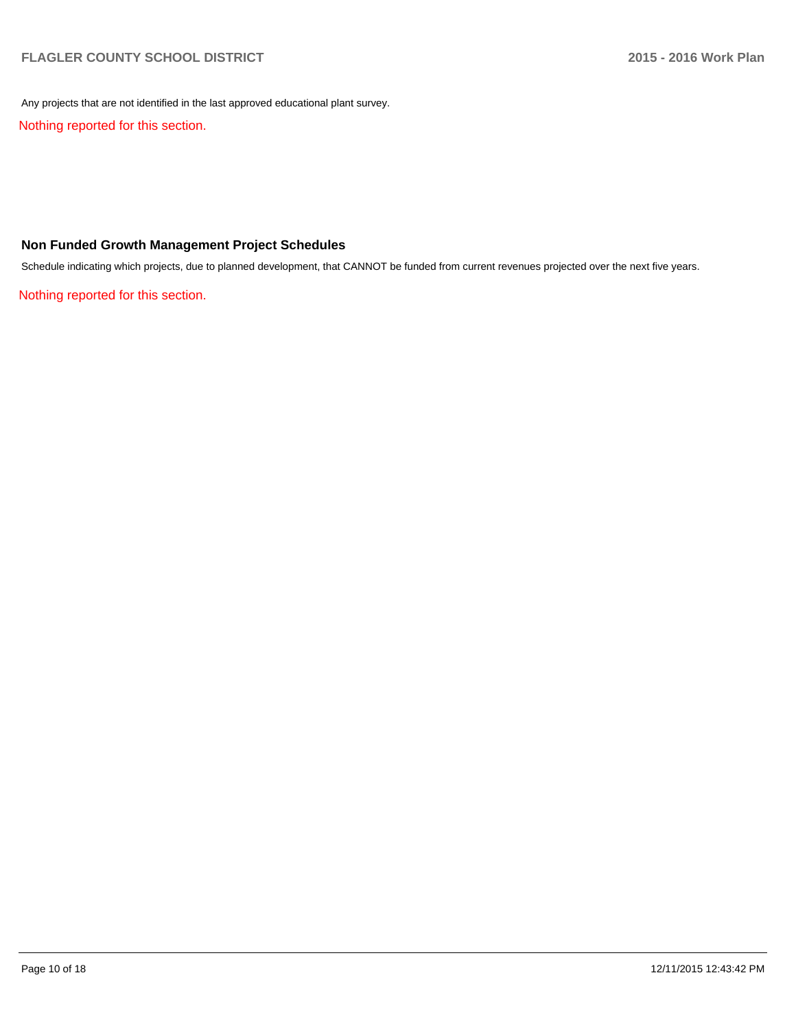Any projects that are not identified in the last approved educational plant survey.

Nothing reported for this section.

### Non Funded Growth Management Project Schedules

Schedule indicating which projects, due to planned development, that CANNOT be funded from current revenues projected over the next five years.

Nothing reported for this section.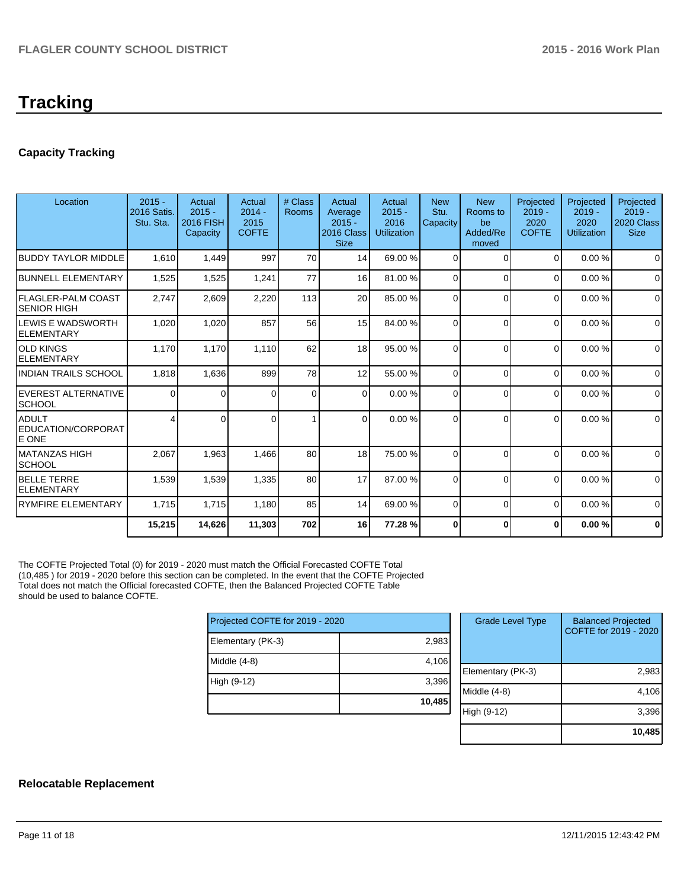# Tracking

## Capacity Tracking

| Location | 2015 - 2016 Satis. Stu. Sta. | Actual 2015 - 2016 FISH Capacity | Actual 2014 - 2015 COFTE | # Class Rooms | Actual Average 2015 - 2016 Class Size | Actual 2015 - 2016 Utilization | New Stu. Capacity | New Rooms to be Added/Removed | Projected 2019 - 2020 COFTE | Projected 2019 - 2020 Utilization | Projected 2019 - 2020 Class Size |
|---|---|---|---|---|---|---|---|---|---|---|---|
| BUDDY TAYLOR MIDDLE | 1,610 | 1,449 | 997 | 70 | 14 | 69.00 % | 0 | 0 | 0 | 0.00 % | 0 |
| BUNNELL ELEMENTARY | 1,525 | 1,525 | 1,241 | 77 | 16 | 81.00 % | 0 | 0 | 0 | 0.00 % | 0 |
| FLAGLER-PALM COAST SENIOR HIGH | 2,747 | 2,609 | 2,220 | 113 | 20 | 85.00 % | 0 | 0 | 0 | 0.00 % | 0 |
| LEWIS E WADSWORTH ELEMENTARY | 1,020 | 1,020 | 857 | 56 | 15 | 84.00 % | 0 | 0 | 0 | 0.00 % | 0 |
| OLD KINGS ELEMENTARY | 1,170 | 1,170 | 1,110 | 62 | 18 | 95.00 % | 0 | 0 | 0 | 0.00 % | 0 |
| INDIAN TRAILS SCHOOL | 1,818 | 1,636 | 899 | 78 | 12 | 55.00 % | 0 | 0 | 0 | 0.00 % | 0 |
| EVEREST ALTERNATIVE SCHOOL | 0 | 0 | 0 | 0 | 0 | 0.00 % | 0 | 0 | 0 | 0.00 % | 0 |
| ADULT EDUCATION/CORPORATE ONE | 4 | 0 | 0 | 1 | 0 | 0.00 % | 0 | 0 | 0 | 0.00 % | 0 |
| MATANZAS HIGH SCHOOL | 2,067 | 1,963 | 1,466 | 80 | 18 | 75.00 % | 0 | 0 | 0 | 0.00 % | 0 |
| BELLE TERRE ELEMENTARY | 1,539 | 1,539 | 1,335 | 80 | 17 | 87.00 % | 0 | 0 | 0 | 0.00 % | 0 |
| RYMFIRE ELEMENTARY | 1,715 | 1,715 | 1,180 | 85 | 14 | 69.00 % | 0 | 0 | 0 | 0.00 % | 0 |
| | **15,215** | **14,626** | **11,303** | **702** | **16** | **77.28 %** | **0** | **0** | **0** | **0.00 %** | **0** |

The COFTE Projected Total (0) for 2019 - 2020 must match the Official Forecasted COFTE Total (10,485 ) for 2019 - 2020 before this section can be completed. In the event that the COFTE Projected Total does not match the Official forecasted COFTE, then the Balanced Projected COFTE Table should be used to balance COFTE.

| Projected COFTE for 2019 - 2020 | |
|---|---|
| Elementary (PK-3) | 2,983 |
| Middle (4-8) | 4,106 |
| High (9-12) | 3,396 |
| | **10,485** |

| Grade Level Type | Balanced Projected COFTE for 2019 - 2020 |
|---|---|
| Elementary (PK-3) | 2,983 |
| Middle (4-8) | 4,106 |
| High (9-12) | 3,396 |
| | **10,485** |

## Relocatable Replacement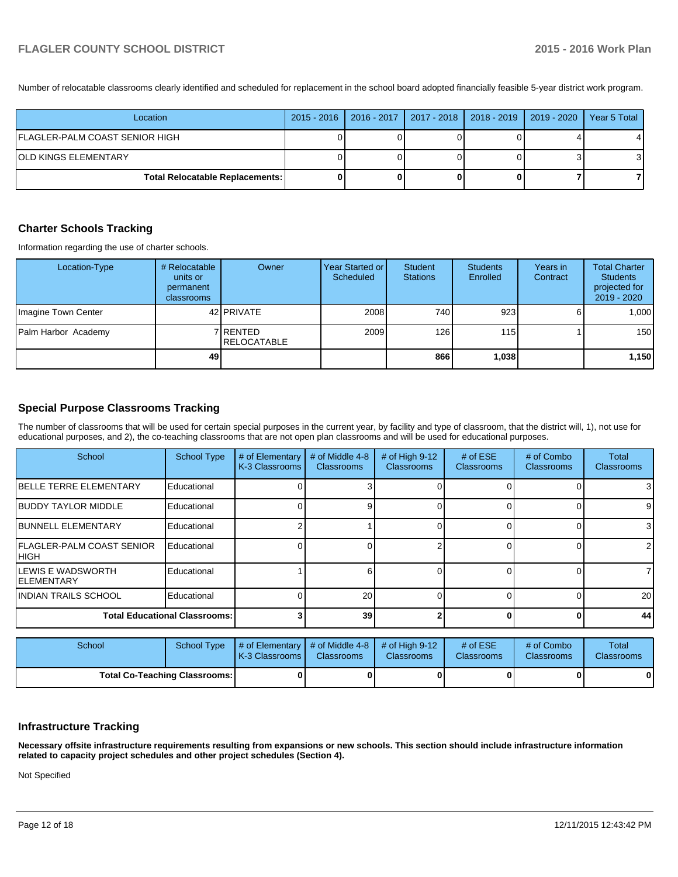Number of relocatable classrooms clearly identified and scheduled for replacement in the school board adopted financially feasible 5-year district work program.

| Location | 2015 - 2016 | 2016 - 2017 | 2017 - 2018 | 2018 - 2019 | 2019 - 2020 | Year 5 Total |
|---|---|---|---|---|---|---|
| FLAGLER-PALM COAST SENIOR HIGH | 0 | 0 | 0 | 0 | 4 | 4 |
| OLD KINGS ELEMENTARY | 0 | 0 | 0 | 0 | 3 | 3 |
| **Total Relocatable Replacements:** | **0** | **0** | **0** | **0** | **7** | **7** |

## Charter Schools Tracking

Information regarding the use of charter schools.

| Location-Type | # Relocatable units or permanent classrooms | Owner | Year Started or Scheduled | Student Stations | Students Enrolled | Years in Contract | Total Charter Students projected for 2019 - 2020 |
|---|---|---|---|---|---|---|---|
| Imagine Town Center | 42 | PRIVATE | 2008 | 740 | 923 | 6 | 1,000 |
| Palm Harbor Academy | 7 | RENTED RELOCATABLE | 2009 | 126 | 115 | 1 | 150 |
| | **49** | | | **866** | **1,038** | | **1,150** |

## Special Purpose Classrooms Tracking

The number of classrooms that will be used for certain special purposes in the current year, by facility and type of classroom, that the district will, 1), not use for educational purposes, and 2), the co-teaching classrooms that are not open plan classrooms and will be used for educational purposes.

| School | School Type | # of Elementary K-3 Classrooms | # of Middle 4-8 Classrooms | # of High 9-12 Classrooms | # of ESE Classrooms | # of Combo Classrooms | Total Classrooms |
|---|---|---|---|---|---|---|---|
| BELLE TERRE ELEMENTARY | Educational | 0 | 3 | 0 | 0 | 0 | 3 |
| BUDDY TAYLOR MIDDLE | Educational | 0 | 9 | 0 | 0 | 0 | 9 |
| BUNNELL ELEMENTARY | Educational | 2 | 1 | 0 | 0 | 0 | 3 |
| FLAGLER-PALM COAST SENIOR HIGH | Educational | 0 | 0 | 2 | 0 | 0 | 2 |
| LEWIS E WADSWORTH ELEMENTARY | Educational | 1 | 6 | 0 | 0 | 0 | 7 |
| INDIAN TRAILS SCHOOL | Educational | 0 | 20 | 0 | 0 | 0 | 20 |
| **Total Educational Classrooms:** | | **3** | **39** | **2** | **0** | **0** | **44** |

| School | School Type | # of Elementary K-3 Classrooms | # of Middle 4-8 Classrooms | # of High 9-12 Classrooms | # of ESE Classrooms | # of Combo Classrooms | Total Classrooms |
|---|---|---|---|---|---|---|---|
| **Total Co-Teaching Classrooms:** | | **0** | **0** | **0** | **0** | **0** | **0** |

## Infrastructure Tracking

**Necessary offsite infrastructure requirements resulting from expansions or new schools. This section should include infrastructure information related to capacity project schedules and other project schedules (Section 4).**

Not Specified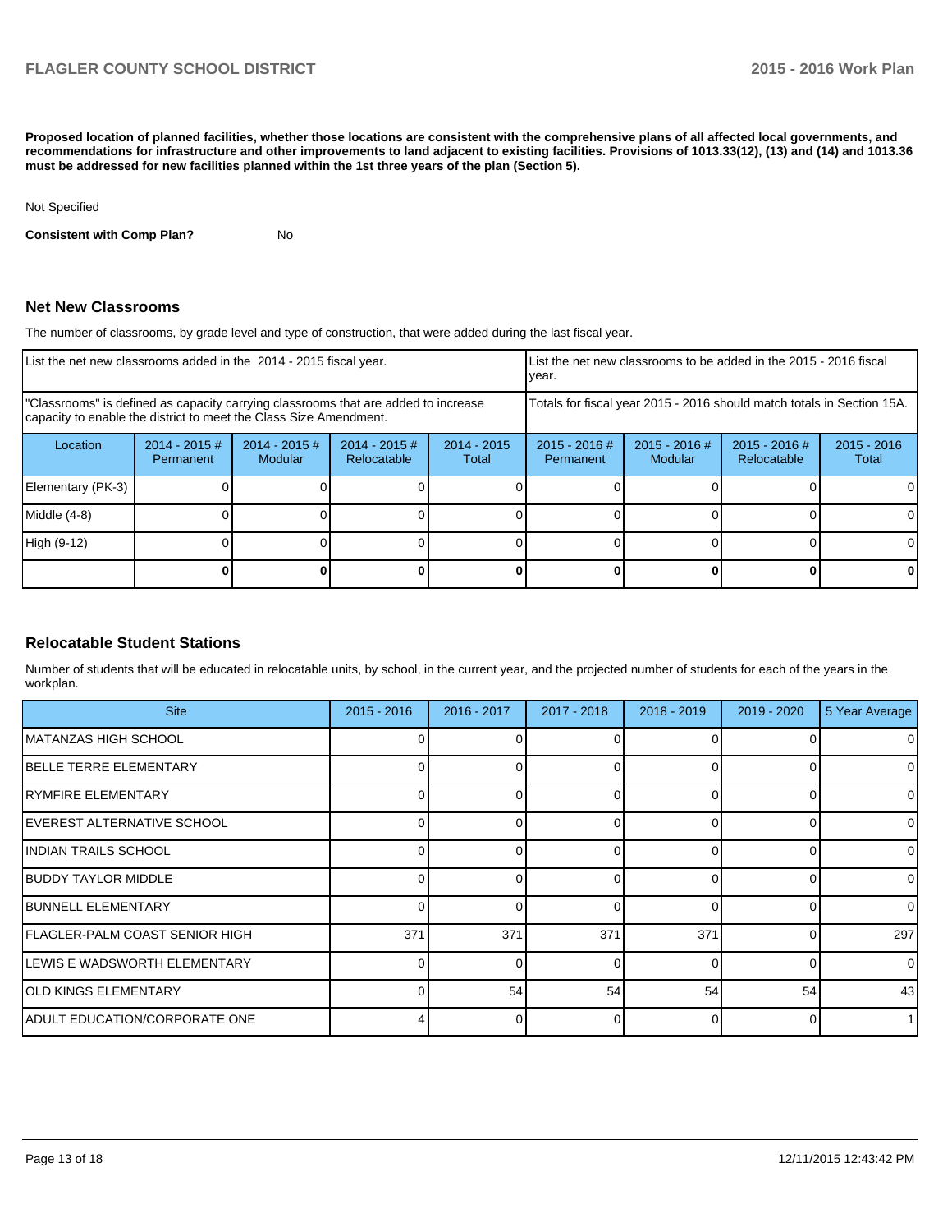**Proposed location of planned facilities, whether those locations are consistent with the comprehensive plans of all affected local governments, and recommendations for infrastructure and other improvements to land adjacent to existing facilities. Provisions of 1013.33(12), (13) and (14) and 1013.36 must be addressed for new facilities planned within the 1st three years of the plan (Section 5).**

Not Specified

**Consistent with Comp Plan?** No

## Net New Classrooms

The number of classrooms, by grade level and type of construction, that were added during the last fiscal year.

| List the net new classrooms added in the 2014 - 2015 fiscal year. | | | | | List the net new classrooms to be added in the 2015 - 2016 fiscal year. | | | |
|---|---|---|---|---|---|---|---|---|
| "Classrooms" is defined as capacity carrying classrooms that are added to increase capacity to enable the district to meet the Class Size Amendment. | | | | | Totals for fiscal year 2015 - 2016 should match totals in Section 15A. | | | |
| Location | 2014 - 2015 # Permanent | 2014 - 2015 # Modular | 2014 - 2015 # Relocatable | 2014 - 2015 Total | 2015 - 2016 # Permanent | 2015 - 2016 # Modular | 2015 - 2016 # Relocatable | 2015 - 2016 Total |
| Elementary (PK-3) | 0 | 0 | 0 | 0 | 0 | 0 | 0 | 0 |
| Middle (4-8) | 0 | 0 | 0 | 0 | 0 | 0 | 0 | 0 |
| High (9-12) | 0 | 0 | 0 | 0 | 0 | 0 | 0 | 0 |
| | **0** | **0** | **0** | **0** | **0** | **0** | **0** | **0** |

## Relocatable Student Stations

Number of students that will be educated in relocatable units, by school, in the current year, and the projected number of students for each of the years in the workplan.

| Site | 2015 - 2016 | 2016 - 2017 | 2017 - 2018 | 2018 - 2019 | 2019 - 2020 | 5 Year Average |
|---|---|---|---|---|---|---|
| MATANZAS HIGH SCHOOL | 0 | 0 | 0 | 0 | 0 | 0 |
| BELLE TERRE ELEMENTARY | 0 | 0 | 0 | 0 | 0 | 0 |
| RYMFIRE ELEMENTARY | 0 | 0 | 0 | 0 | 0 | 0 |
| EVEREST ALTERNATIVE SCHOOL | 0 | 0 | 0 | 0 | 0 | 0 |
| INDIAN TRAILS SCHOOL | 0 | 0 | 0 | 0 | 0 | 0 |
| BUDDY TAYLOR MIDDLE | 0 | 0 | 0 | 0 | 0 | 0 |
| BUNNELL ELEMENTARY | 0 | 0 | 0 | 0 | 0 | 0 |
| FLAGLER-PALM COAST SENIOR HIGH | 371 | 371 | 371 | 371 | 0 | 297 |
| LEWIS E WADSWORTH ELEMENTARY | 0 | 0 | 0 | 0 | 0 | 0 |
| OLD KINGS ELEMENTARY | 0 | 54 | 54 | 54 | 54 | 43 |
| ADULT EDUCATION/CORPORATE ONE | 4 | 0 | 0 | 0 | 0 | 1 |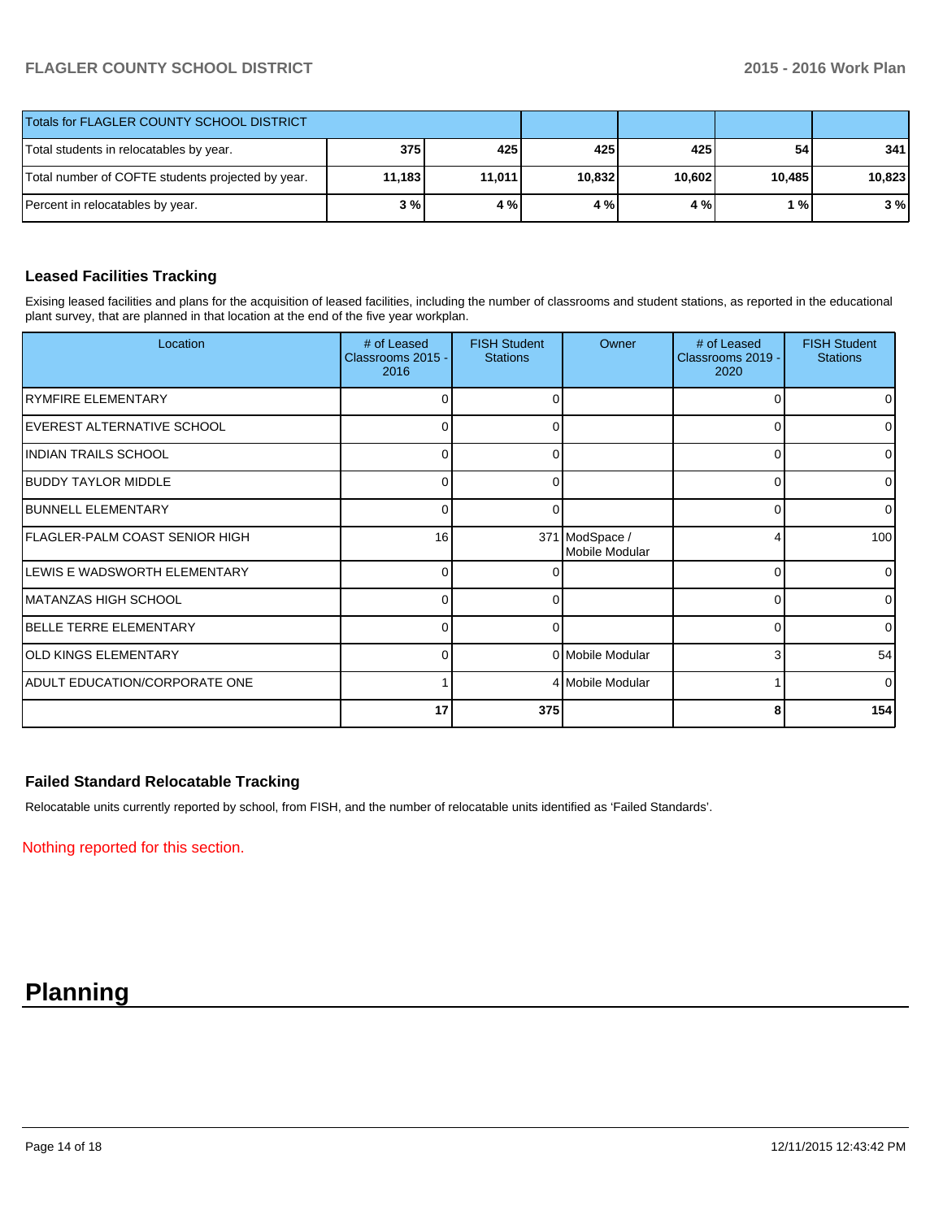| Totals for FLAGLER COUNTY SCHOOL DISTRICT | | | | | | |
|---|---|---|---|---|---|---|
| Total students in relocatables by year. | 375 | 425 | 425 | 425 | 54 | 341 |
| Total number of COFTE students projected by year. | 11,183 | 11,011 | 10,832 | 10,602 | 10,485 | 10,823 |
| Percent in relocatables by year. | 3 % | 4 % | 4 % | 4 % | 1 % | 3 % |

### Leased Facilities Tracking

Exising leased facilities and plans for the acquisition of leased facilities, including the number of classrooms and student stations, as reported in the educational plant survey, that are planned in that location at the end of the five year workplan.

| Location | # of Leased Classrooms 2015 - 2016 | FISH Student Stations | Owner | # of Leased Classrooms 2019 - 2020 | FISH Student Stations |
|---|---|---|---|---|---|
| RYMFIRE ELEMENTARY | 0 | 0 | | 0 | 0 |
| EVEREST ALTERNATIVE SCHOOL | 0 | 0 | | 0 | 0 |
| INDIAN TRAILS SCHOOL | 0 | 0 | | 0 | 0 |
| BUDDY TAYLOR MIDDLE | 0 | 0 | | 0 | 0 |
| BUNNELL ELEMENTARY | 0 | 0 | | 0 | 0 |
| FLAGLER-PALM COAST SENIOR HIGH | 16 | 371 | ModSpace / Mobile Modular | 4 | 100 |
| LEWIS E WADSWORTH ELEMENTARY | 0 | 0 | | 0 | 0 |
| MATANZAS HIGH SCHOOL | 0 | 0 | | 0 | 0 |
| BELLE TERRE ELEMENTARY | 0 | 0 | | 0 | 0 |
| OLD KINGS ELEMENTARY | 0 | 0 | Mobile Modular | 3 | 54 |
| ADULT EDUCATION/CORPORATE ONE | 1 | 4 | Mobile Modular | 1 | 0 |
| | 17 | 375 | | 8 | 154 |

### Failed Standard Relocatable Tracking

Relocatable units currently reported by school, from FISH, and the number of relocatable units identified as 'Failed Standards'.

Nothing reported for this section.

# Planning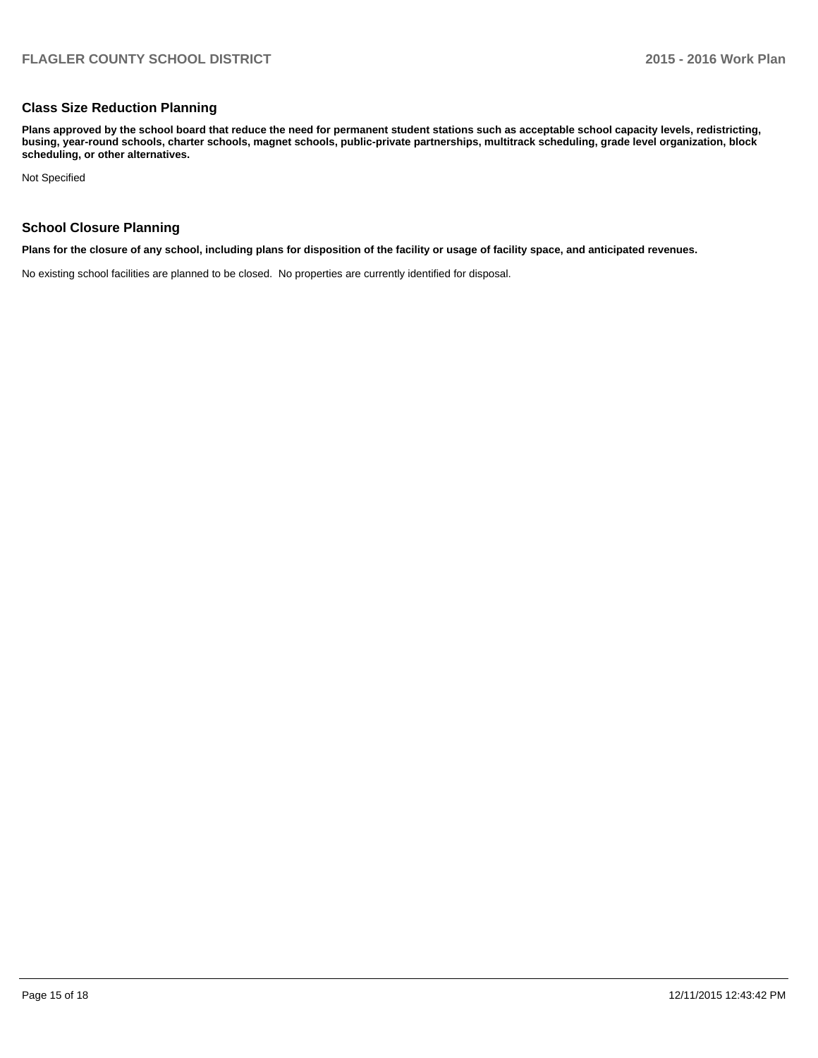## Class Size Reduction Planning

**Plans approved by the school board that reduce the need for permanent student stations such as acceptable school capacity levels, redistricting, busing, year-round schools, charter schools, magnet schools, public-private partnerships, multitrack scheduling, grade level organization, block scheduling, or other alternatives.**

Not Specified

## School Closure Planning

**Plans for the closure of any school, including plans for disposition of the facility or usage of facility space, and anticipated revenues.**

No existing school facilities are planned to be closed. No properties are currently identified for disposal.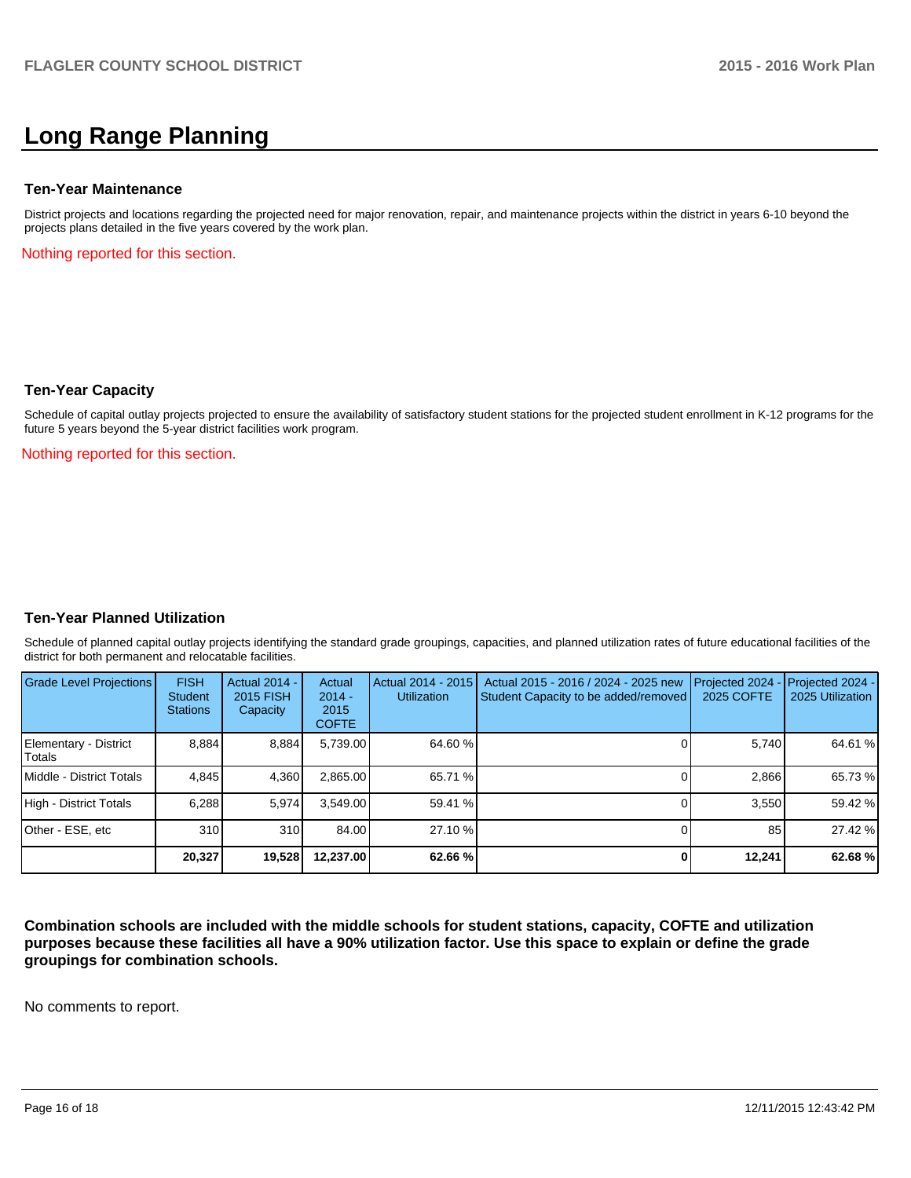# Long Range Planning

### Ten-Year Maintenance

District projects and locations regarding the projected need for major renovation, repair, and maintenance projects within the district in years 6-10 beyond the projects plans detailed in the five years covered by the work plan.

Nothing reported for this section.

### Ten-Year Capacity

Schedule of capital outlay projects projected to ensure the availability of satisfactory student stations for the projected student enrollment in K-12 programs for the future 5 years beyond the 5-year district facilities work program.

Nothing reported for this section.

### Ten-Year Planned Utilization

Schedule of planned capital outlay projects identifying the standard grade groupings, capacities, and planned utilization rates of future educational facilities of the district for both permanent and relocatable facilities.

| Grade Level Projections | FISH Student Stations | Actual 2014 - 2015 FISH Capacity | Actual 2014 - 2015 COFTE | Actual 2014 - 2015 Utilization | Actual 2015 - 2016 / 2024 - 2025 new Student Capacity to be added/removed | Projected 2024 - 2025 COFTE | Projected 2024 - 2025 Utilization |
|---|---|---|---|---|---|---|---|
| Elementary - District Totals | 8,884 | 8,884 | 5,739.00 | 64.60 % | 0 | 5,740 | 64.61 % |
| Middle - District Totals | 4,845 | 4,360 | 2,865.00 | 65.71 % | 0 | 2,866 | 65.73 % |
| High - District Totals | 6,288 | 5,974 | 3,549.00 | 59.41 % | 0 | 3,550 | 59.42 % |
| Other - ESE, etc | 310 | 310 | 84.00 | 27.10 % | 0 | 85 | 27.42 % |
| | **20,327** | **19,528** | **12,237.00** | **62.66 %** | **0** | **12,241** | **62.68 %** |

**Combination schools are included with the middle schools for student stations, capacity, COFTE and utilization purposes because these facilities all have a 90% utilization factor. Use this space to explain or define the grade groupings for combination schools.**

No comments to report.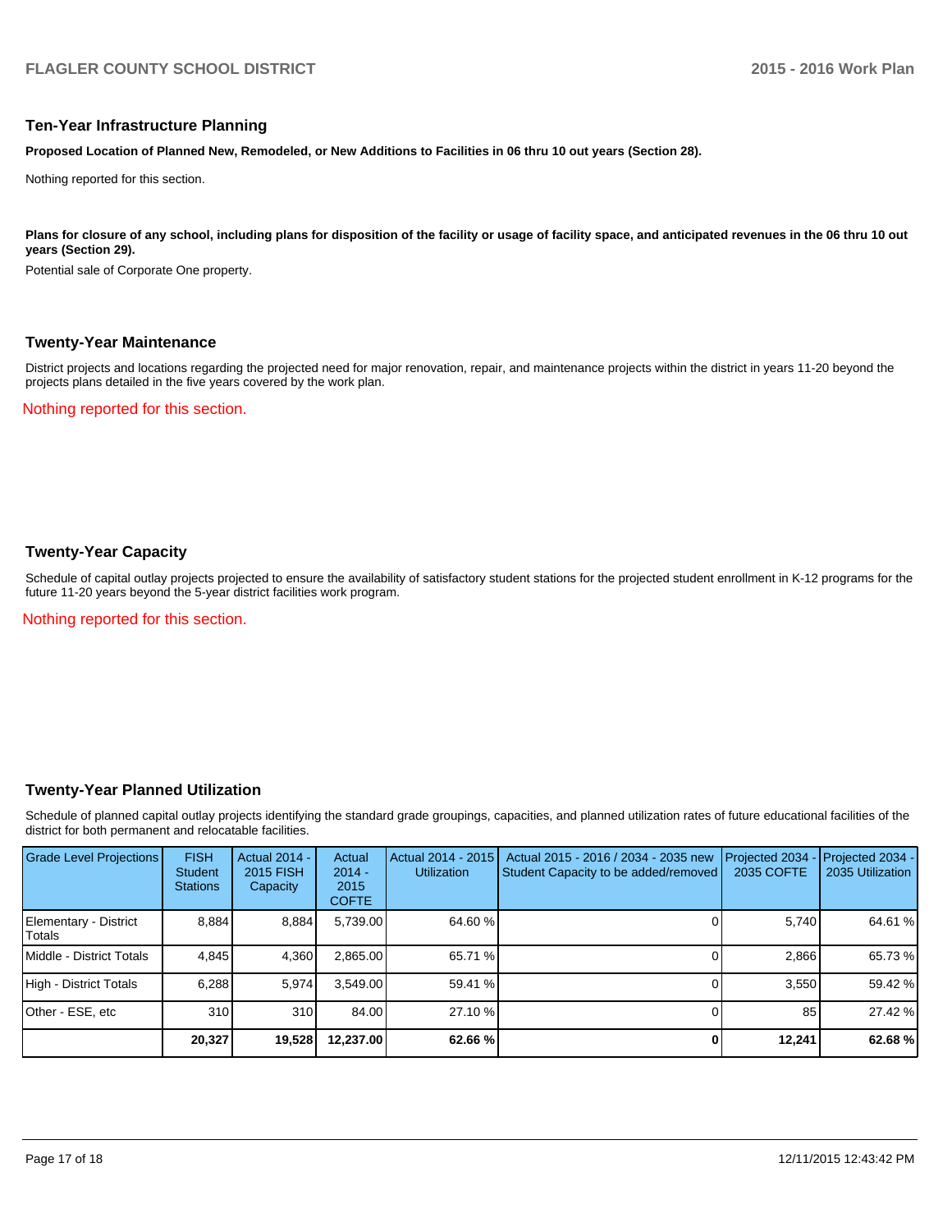## Ten-Year Infrastructure Planning

**Proposed Location of Planned New, Remodeled, or New Additions to Facilities in 06 thru 10 out years (Section 28).**

Nothing reported for this section.

**Plans for closure of any school, including plans for disposition of the facility or usage of facility space, and anticipated revenues in the 06 thru 10 out years (Section 29).**

Potential sale of Corporate One property.

## Twenty-Year Maintenance

District projects and locations regarding the projected need for major renovation, repair, and maintenance projects within the district in years 11-20 beyond the projects plans detailed in the five years covered by the work plan.

Nothing reported for this section.

## Twenty-Year Capacity

Schedule of capital outlay projects projected to ensure the availability of satisfactory student stations for the projected student enrollment in K-12 programs for the future 11-20 years beyond the 5-year district facilities work program.

Nothing reported for this section.

## Twenty-Year Planned Utilization

Schedule of planned capital outlay projects identifying the standard grade groupings, capacities, and planned utilization rates of future educational facilities of the district for both permanent and relocatable facilities.

| Grade Level Projections | FISH Student Stations | Actual 2014 - 2015 FISH Capacity | Actual 2014 - 2015 COFTE | Actual 2014 - 2015 Utilization | Actual 2015 - 2016 / 2034 - 2035 new Student Capacity to be added/removed | Projected 2034 - 2035 COFTE | Projected 2034 - 2035 Utilization |
|---|---|---|---|---|---|---|---|
| Elementary - District Totals | 8,884 | 8,884 | 5,739.00 | 64.60 % | 0 | 5,740 | 64.61 % |
| Middle - District Totals | 4,845 | 4,360 | 2,865.00 | 65.71 % | 0 | 2,866 | 65.73 % |
| High - District Totals | 6,288 | 5,974 | 3,549.00 | 59.41 % | 0 | 3,550 | 59.42 % |
| Other - ESE, etc | 310 | 310 | 84.00 | 27.10 % | 0 | 85 | 27.42 % |
| | **20,327** | **19,528** | **12,237.00** | **62.66 %** | **0** | **12,241** | **62.68 %** |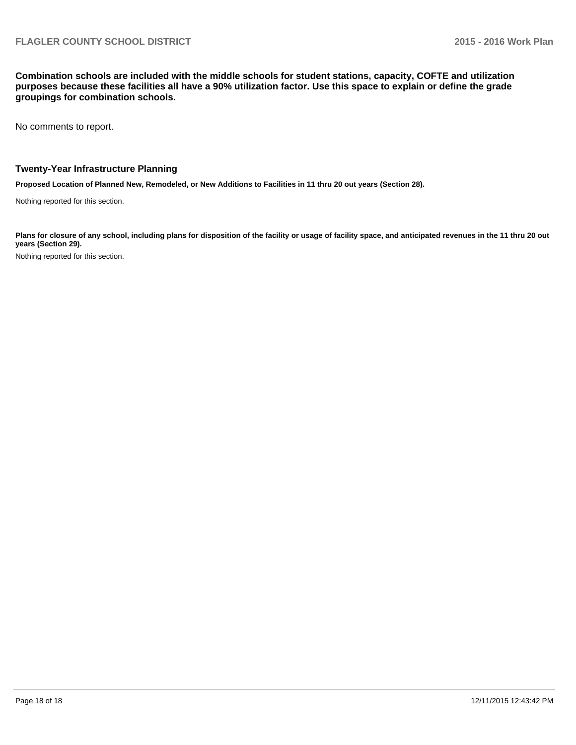**Combination schools are included with the middle schools for student stations, capacity, COFTE and utilization purposes because these facilities all have a 90% utilization factor. Use this space to explain or define the grade groupings for combination schools.**

No comments to report.

## Twenty-Year Infrastructure Planning

**Proposed Location of Planned New, Remodeled, or New Additions to Facilities in 11 thru 20 out years (Section 28).**

Nothing reported for this section.

**Plans for closure of any school, including plans for disposition of the facility or usage of facility space, and anticipated revenues in the 11 thru 20 out years (Section 29).**

Nothing reported for this section.